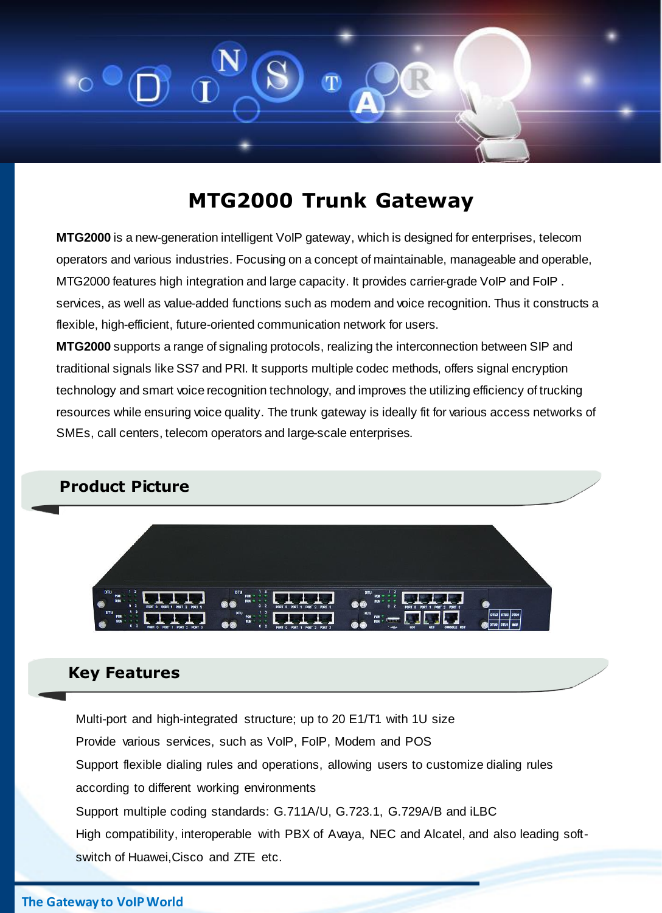# MTG2000 Trunk Gateway

**MTG2000** is a new-generation intelligent VoIP gateway, which is designed for enterprises, telecom operators and various industries. Focusing on a concept of maintainable, manageable and operable, MTG2000 features high integration and large capacity. It provides carrier-grade VoIP and FoIP . services, as well as value-added functions such as modem and voice recognition. Thus it constructs a flexible, high-efficient, future-oriented communication network for users.

**MTG2000** supports a range of signaling protocols, realizing the interconnection between SIP and traditional signals like SS7 and PRI. It supports multiple codec methods, offers signal encryption technology and smart voice recognition technology, and improves the utilizing efficiency of trucking resources while ensuring voice quality. The trunk gateway is ideally fit for various access networks of SMEs, call centers, telecom operators and large-scale enterprises.

## Product Picture

## Key Features

Multi-port and high-integrated structure; up to 20 E1/T1 with 1U size

Provide various services, such as VoIP, FoIP, Modem and POS

Support flexible dialing rules and operations, allowing users to customize dialing rules according to different working environments

Support multiple coding standards: G.711A/U, G.723.1, G.729A/B and iLBC

High compatibility, interoperable with PBX of Avaya, NEC and Alcatel, and also leading soft-switch of Huawei,Cisco and ZTE etc.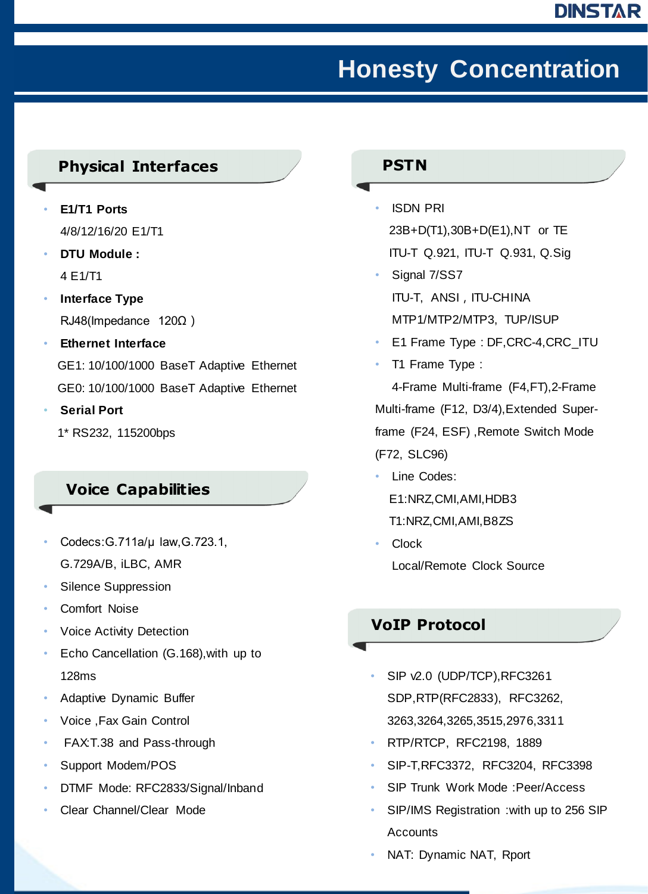# Honesty Concentration

## Physical Interfaces

- **E1/T1 Ports**
  4/8/12/16/20 E1/T1
- **DTU Module :**
  4 E1/T1
- **Interface Type**
  RJ48(Impedance 120Ω )
- **Ethernet Interface**
  GE1: 10/100/1000 BaseT Adaptive Ethernet
  GE0: 10/100/1000 BaseT Adaptive Ethernet
- **Serial Port**
  1* RS232, 115200bps

## Voice Capabilities

- Codecs:G.711a/μ law,G.723.1, G.729A/B, iLBC, AMR
- Silence Suppression
- Comfort Noise
- Voice Activity Detection
- Echo Cancellation (G.168),with up to 128ms
- Adaptive Dynamic Buffer
- Voice ,Fax Gain Control
- FAX:T.38 and Pass-through
- Support Modem/POS
- DTMF Mode: RFC2833/Signal/Inband
- Clear Channel/Clear Mode

## PSTN

- ISDN PRI
  23B+D(T1),30B+D(E1),NT or TE
  ITU-T Q.921, ITU-T Q.931, Q.Sig
- Signal 7/SS7
  ITU-T, ANSI , ITU-CHINA
  MTP1/MTP2/MTP3, TUP/ISUP
- E1 Frame Type : DF,CRC-4,CRC_ITU
- T1 Frame Type :
  4-Frame Multi-frame (F4,FT),2-Frame Multi-frame (F12, D3/4),Extended Super-frame (F24, ESF) ,Remote Switch Mode (F72, SLC96)
- Line Codes:
  E1:NRZ,CMI,AMI,HDB3
  T1:NRZ,CMI,AMI,B8ZS
- Clock
  Local/Remote Clock Source

## VoIP Protocol

- SIP v2.0 (UDP/TCP),RFC3261 SDP,RTP(RFC2833), RFC3262, 3263,3264,3265,3515,2976,3311
- RTP/RTCP, RFC2198, 1889
- SIP-T,RFC3372, RFC3204, RFC3398
- SIP Trunk Work Mode :Peer/Access
- SIP/IMS Registration :with up to 256 SIP Accounts
- NAT: Dynamic NAT, Rport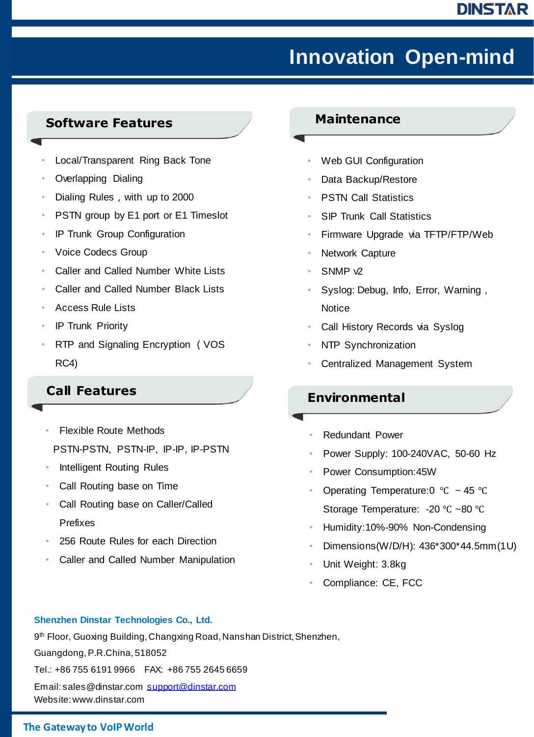# Innovation Open-mind

## Software Features

- Local/Transparent Ring Back Tone
- Overlapping Dialing
- Dialing Rules , with up to 2000
- PSTN group by E1 port or E1 Timeslot
- IP Trunk Group Configuration
- Voice Codecs Group
- Caller and Called Number White Lists
- Caller and Called Number Black Lists
- Access Rule Lists
- IP Trunk Priority
- RTP and Signaling Encryption （VOS RC4)

## Call Features

- Flexible Route Methods
  PSTN-PSTN, PSTN-IP, IP-IP, IP-PSTN
- Intelligent Routing Rules
- Call Routing base on Time
- Call Routing base on Caller/Called Prefixes
- 256 Route Rules for each Direction
- Caller and Called Number Manipulation

## Maintenance

- Web GUI Configuration
- Data Backup/Restore
- PSTN Call Statistics
- SIP Trunk Call Statistics
- Firmware Upgrade via TFTP/FTP/Web
- Network Capture
- SNMP v2
- Syslog: Debug, Info, Error, Warning , Notice
- Call History Records via Syslog
- NTP Synchronization
- Centralized Management System

## Environmental

- Redundant Power
- Power Supply: 100-240VAC, 50-60 Hz
- Power Consumption:45W
- Operating Temperature:0 ℃ ~ 45 ℃
  Storage Temperature: -20 ℃ ~80 ℃
- Humidity:10%-90% Non-Condensing
- Dimensions(W/D/H): 436*300*44.5mm(1U)
- Unit Weight: 3.8kg
- Compliance: CE, FCC

**Shenzhen Dinstar Technologies Co., Ltd.**

9th Floor, Guoxing Building, Changxing Road, Nanshan District, Shenzhen, Guangdong, P.R.China, 518052

Tel.: +86 755 6191 9966 FAX: +86 755 2645 6659

Email: sales@dinstar.com support@dinstar.com

Website: www.dinstar.com

The Gateway to VoIP World